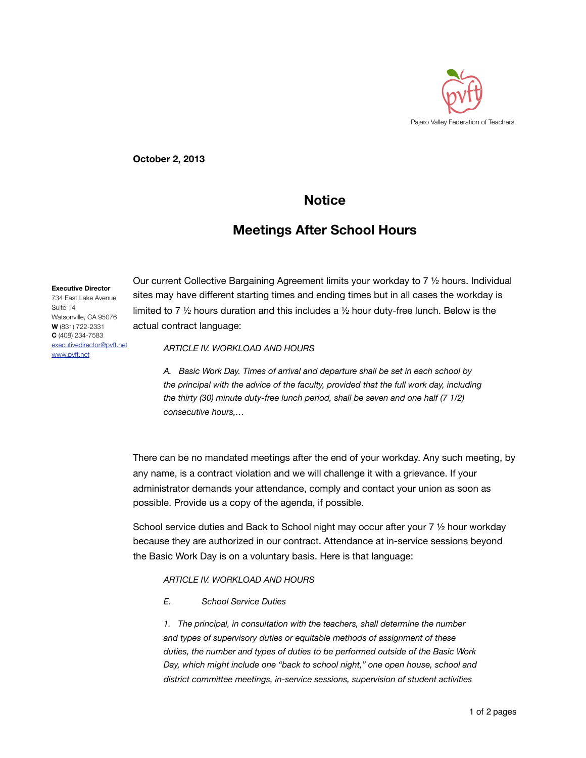Pajaro Valley Federation of Teachers

**October 2, 2013**

# Notice

## Meetings After School Hours

**Executive Director**
734 East Lake Avenue
Suite 14
Watsonville, CA 95076
**W** (831) 722-2331
**C** (408) 234-7583
executivedirector@pvft.net
www.pvft.net

Our current Collective Bargaining Agreement limits your workday to 7 ½ hours. Individual sites may have different starting times and ending times but in all cases the workday is limited to 7 ½ hours duration and this includes a ½ hour duty-free lunch. Below is the actual contract language:

> *ARTICLE IV. WORKLOAD AND HOURS*
>
> *A. Basic Work Day. Times of arrival and departure shall be set in each school by the principal with the advice of the faculty, provided that the full work day, including the thirty (30) minute duty-free lunch period, shall be seven and one half (7 1/2) consecutive hours,…*

There can be no mandated meetings after the end of your workday. Any such meeting, by any name, is a contract violation and we will challenge it with a grievance. If your administrator demands your attendance, comply and contact your union as soon as possible. Provide us a copy of the agenda, if possible.

School service duties and Back to School night may occur after your 7 ½ hour workday because they are authorized in our contract. Attendance at in-service sessions beyond the Basic Work Day is on a voluntary basis. Here is that language:

> *ARTICLE IV. WORKLOAD AND HOURS*
>
> *E. School Service Duties*
>
> *1. The principal, in consultation with the teachers, shall determine the number and types of supervisory duties or equitable methods of assignment of these duties, the number and types of duties to be performed outside of the Basic Work Day, which might include one "back to school night," one open house, school and district committee meetings, in-service sessions, supervision of student activities*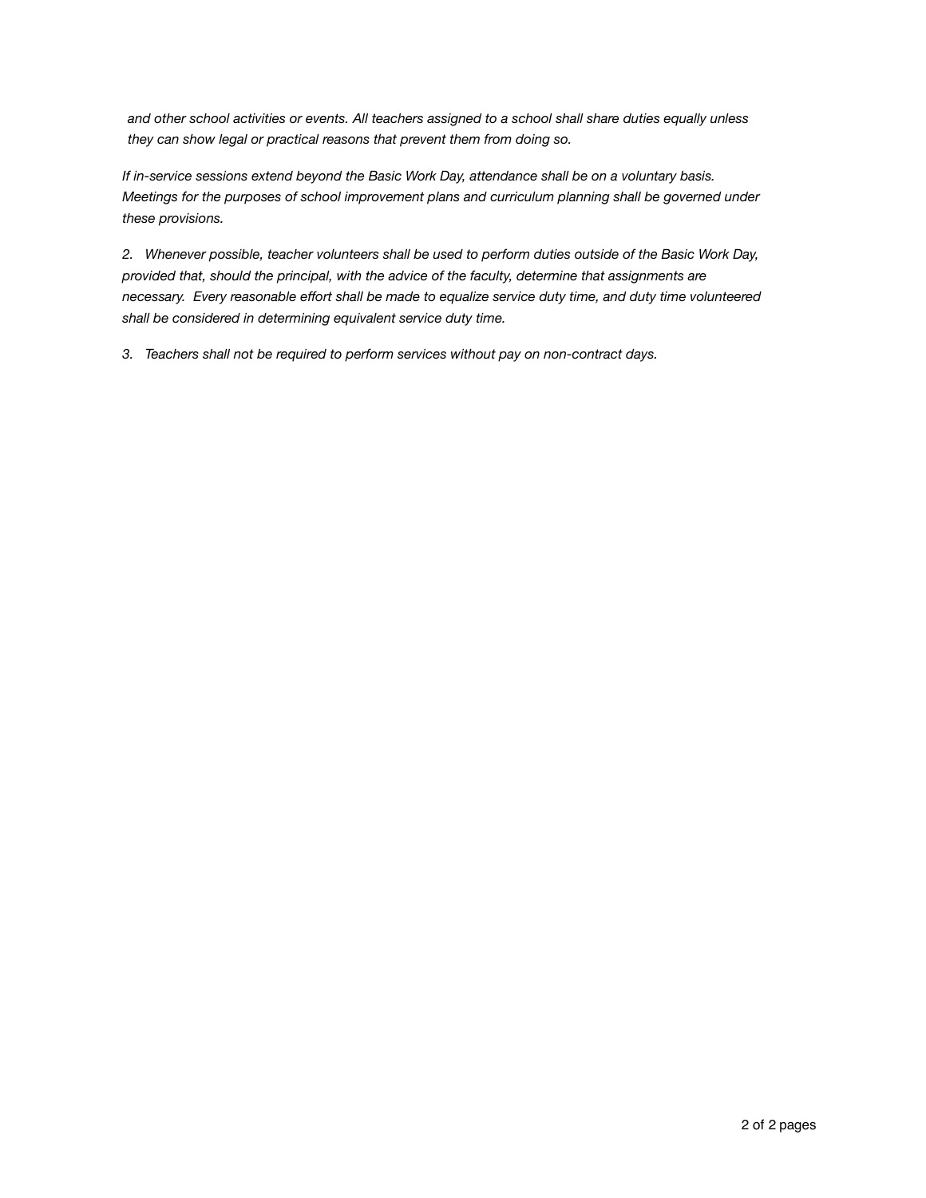*and other school activities or events. All teachers assigned to a school shall share duties equally unless they can show legal or practical reasons that prevent them from doing so.*

*If in-service sessions extend beyond the Basic Work Day, attendance shall be on a voluntary basis. Meetings for the purposes of school improvement plans and curriculum planning shall be governed under these provisions.*

*2. Whenever possible, teacher volunteers shall be used to perform duties outside of the Basic Work Day, provided that, should the principal, with the advice of the faculty, determine that assignments are necessary. Every reasonable effort shall be made to equalize service duty time, and duty time volunteered shall be considered in determining equivalent service duty time.*

*3. Teachers shall not be required to perform services without pay on non-contract days.*